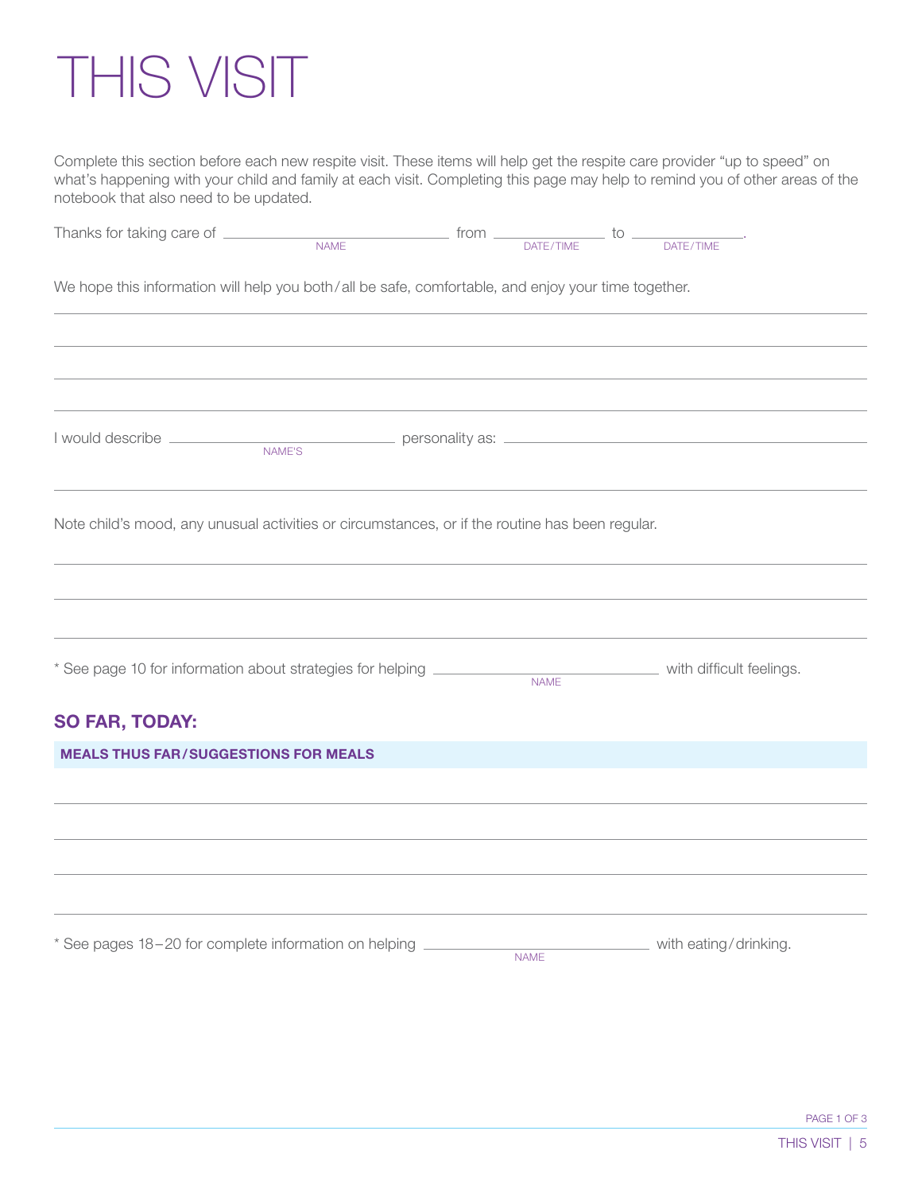# THIS VISIT

Complete this section before each new respite visit. These items will help get the respite care provider "up to speed" on what's happening with your child and family at each visit. Completing this page may help to remind you of other areas of the notebook that also need to be updated.

Thanks for taking care of ______________________ (NAME) from ______________ (DATE/TIME) to ______________ (DATE/TIME).

We hope this information will help you both/all be safe, comfortable, and enjoy your time together.

I would describe ______________________ (NAME'S) personality as: ______________________

Note child's mood, any unusual activities or circumstances, or if the routine has been regular.

* See page 10 for information about strategies for helping ______________________ (NAME) with difficult feelings.

## SO FAR, TODAY:

### MEALS THUS FAR/SUGGESTIONS FOR MEALS

* See pages 18–20 for complete information on helping ______________________ (NAME) with eating/drinking.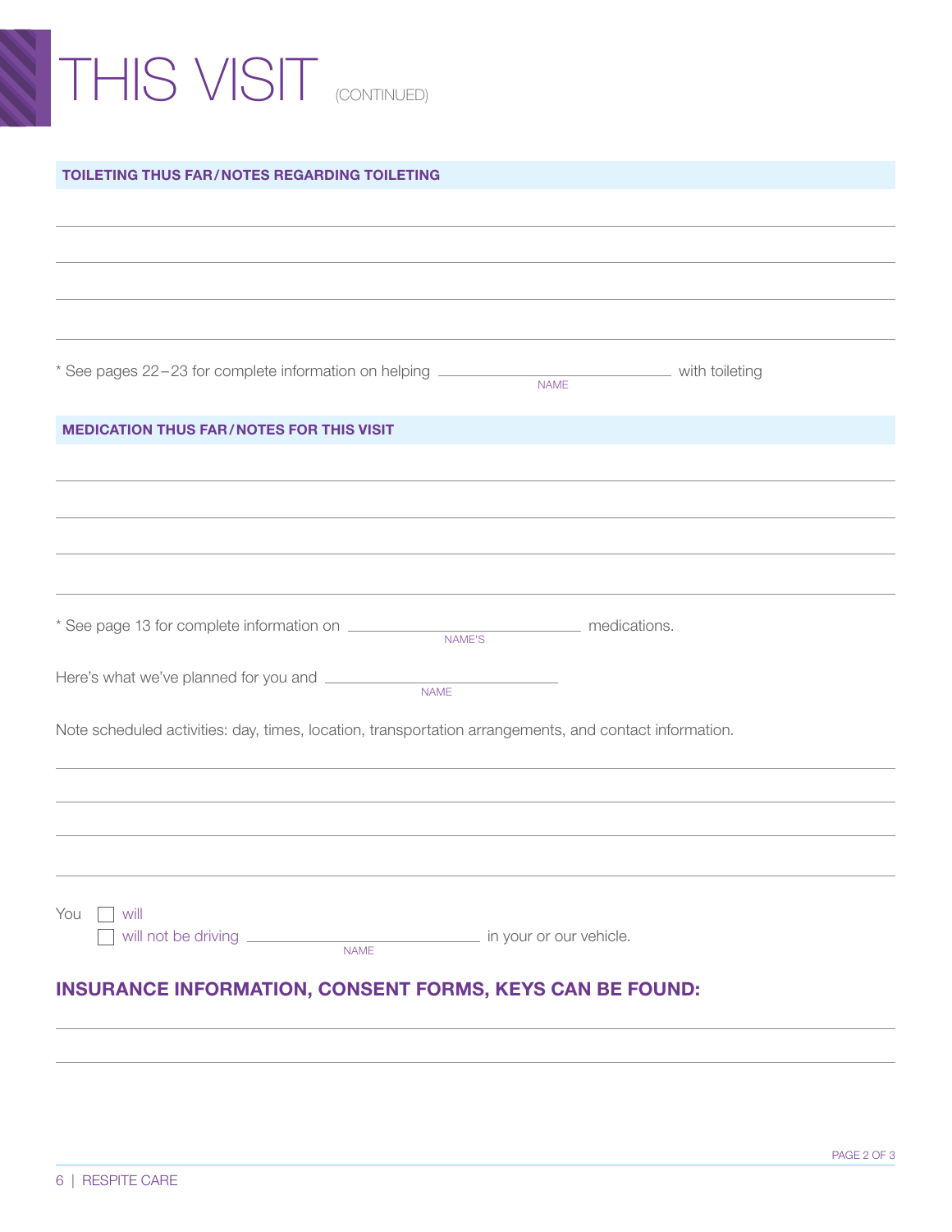# THIS VISIT (CONTINUED)

**TOILETING THUS FAR/NOTES REGARDING TOILETING**

______________________________________________

______________________________________________

______________________________________________

______________________________________________

* See pages 22–23 for complete information on helping ______________ (NAME) with toileting

**MEDICATION THUS FAR/NOTES FOR THIS VISIT**

______________________________________________

______________________________________________

______________________________________________

______________________________________________

* See page 13 for complete information on ______________ (NAME'S) medications.

Here's what we've planned for you and ______________ (NAME)

Note scheduled activities: day, times, location, transportation arrangements, and contact information.

______________________________________________

______________________________________________

______________________________________________

______________________________________________

You ☐ will
☐ will not be driving ______________ (NAME) in your or our vehicle.

## INSURANCE INFORMATION, CONSENT FORMS, KEYS CAN BE FOUND:

______________________________________________

______________________________________________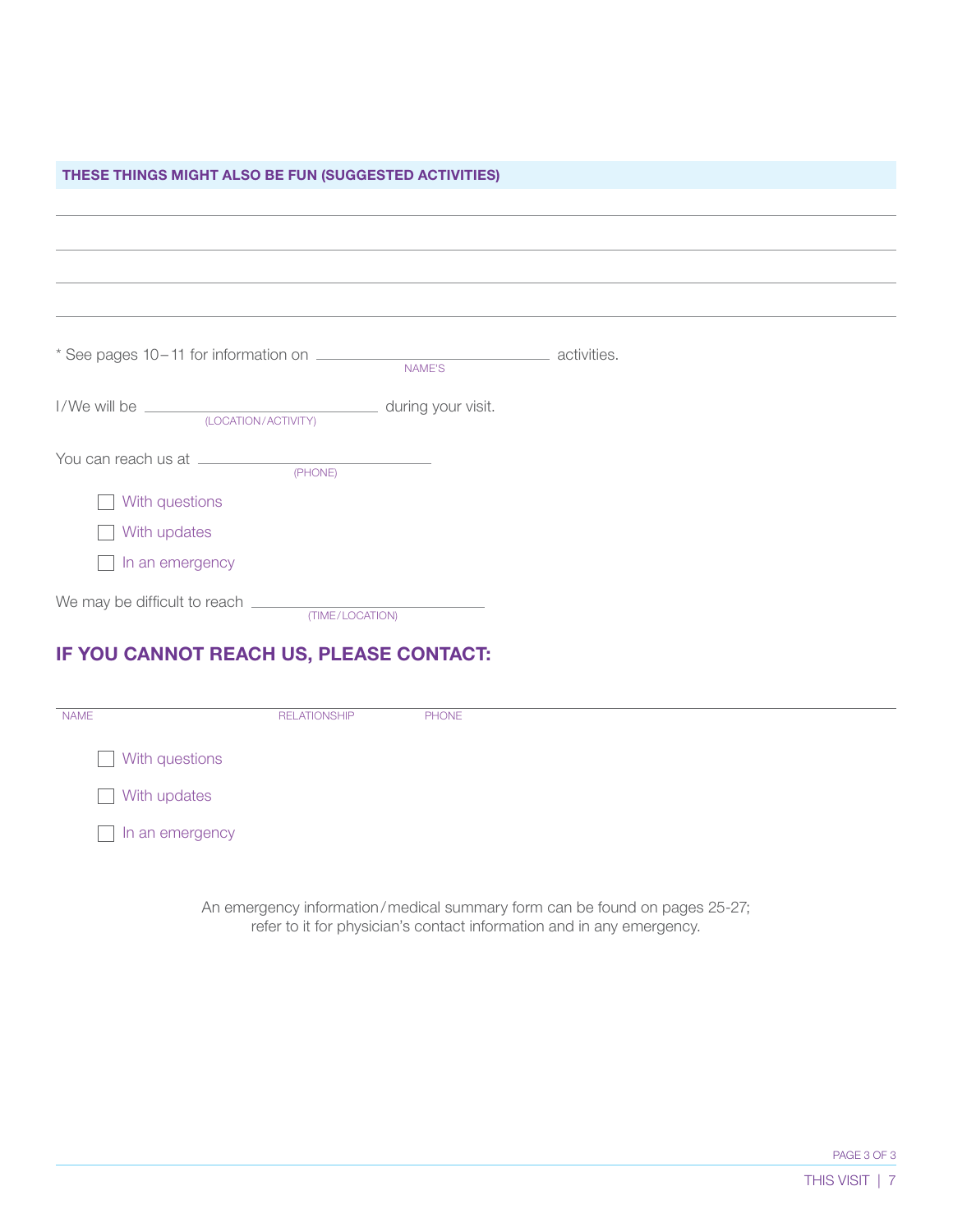**THESE THINGS MIGHT ALSO BE FUN (SUGGESTED ACTIVITIES)**

___

___

___

___

* See pages 10–11 for information on ______________________ activities.
NAME'S

I/We will be ______________________ during your visit.
(LOCATION/ACTIVITY)

You can reach us at ______________________
(PHONE)

- [ ] With questions
- [ ] With updates
- [ ] In an emergency

We may be difficult to reach ______________________
(TIME/LOCATION)

## IF YOU CANNOT REACH US, PLEASE CONTACT:

| NAME | RELATIONSHIP | PHONE |
|---|---|---|
| | | |

- [ ] With questions
- [ ] With updates
- [ ] In an emergency

An emergency information/medical summary form can be found on pages 25-27; refer to it for physician's contact information and in any emergency.